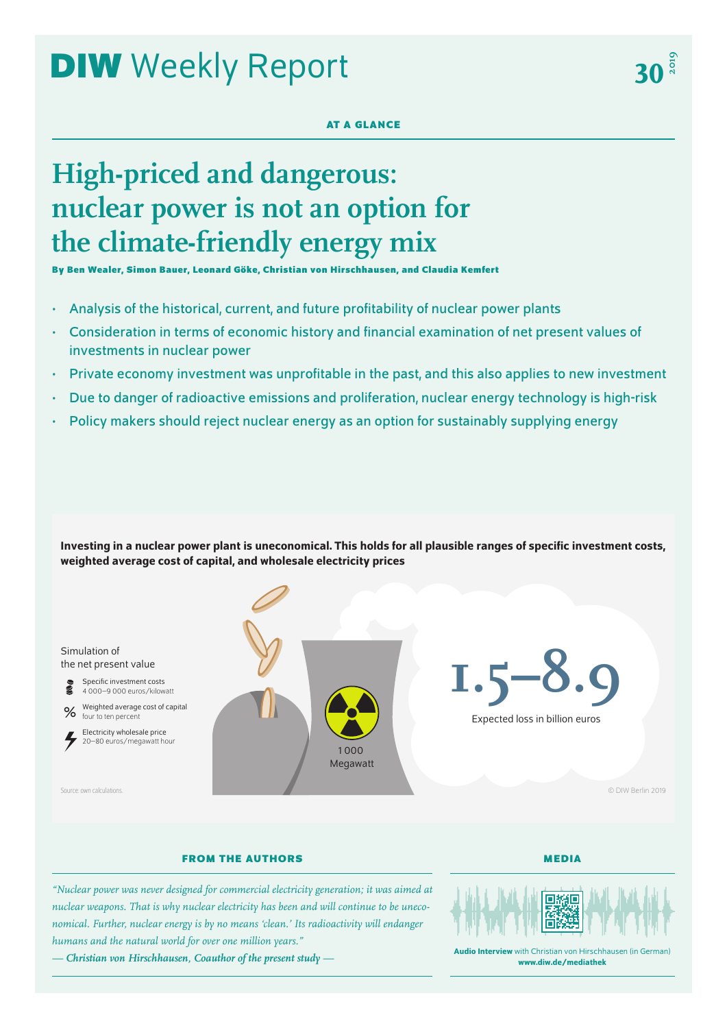# DIW Weekly Report

AT A GLANCE

# High-priced and dangerous: nuclear power is not an option for the climate-friendly energy mix

**By Ben Wealer, Simon Bauer, Leonard Göke, Christian von Hirschhausen, and Claudia Kemfert**

- Analysis of the historical, current, and future profitability of nuclear power plants
- Consideration in terms of economic history and financial examination of net present values of investments in nuclear power
- Private economy investment was unprofitable in the past, and this also applies to new investment
- Due to danger of radioactive emissions and proliferation, nuclear energy technology is high-risk
- Policy makers should reject nuclear energy as an option for sustainably supplying energy

**Investing in a nuclear power plant is uneconomical. This holds for all plausible ranges of specific investment costs, weighted average cost of capital, and wholesale electricity prices**

Simulation of the net present value

- Specific investment costs: 4 000–9 000 euros/kilowatt
- Weighted average cost of capital: four to ten percent
- Electricity wholesale price: 20–80 euros/megawatt hour

1 000 Megawatt

**1.5–8.9** Expected loss in billion euros

Source: own calculations.

© DIW Berlin 2019

## FROM THE AUTHORS

*"Nuclear power was never designed for commercial electricity generation; it was aimed at nuclear weapons. That is why nuclear electricity has been and will continue to be uneconomical. Further, nuclear energy is by no means 'clean.' Its radioactivity will endanger humans and the natural world for over one million years."*

***— Christian von Hirschhausen, Coauthor of the present study —***

## MEDIA

**Audio Interview** with Christian von Hirschhausen (in German)
**www.diw.de/mediathek**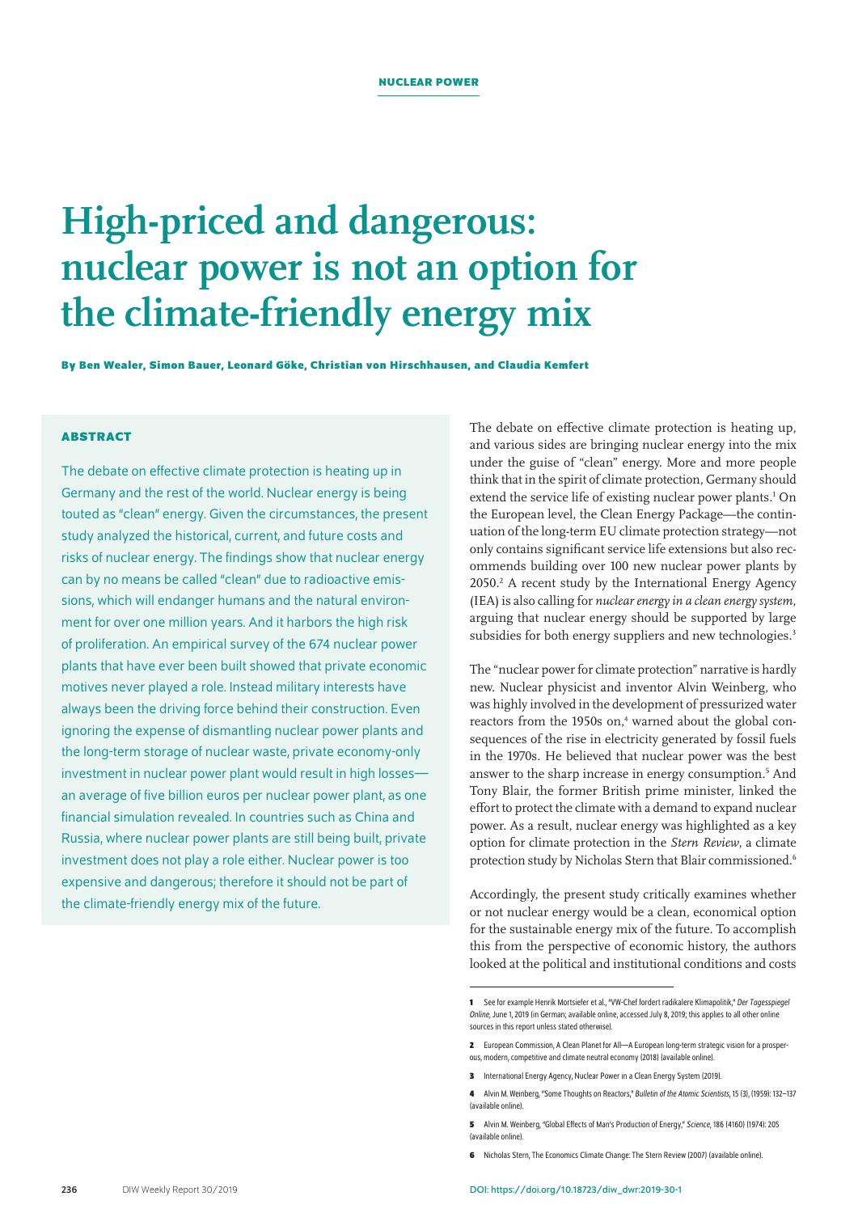# High-priced and dangerous: nuclear power is not an option for the climate-friendly energy mix

**By Ben Wealer, Simon Bauer, Leonard Göke, Christian von Hirschhausen, and Claudia Kemfert**

## ABSTRACT

The debate on effective climate protection is heating up in Germany and the rest of the world. Nuclear energy is being touted as "clean" energy. Given the circumstances, the present study analyzed the historical, current, and future costs and risks of nuclear energy. The findings show that nuclear energy can by no means be called "clean" due to radioactive emissions, which will endanger humans and the natural environment for over one million years. And it harbors the high risk of proliferation. An empirical survey of the 674 nuclear power plants that have ever been built showed that private economic motives never played a role. Instead military interests have always been the driving force behind their construction. Even ignoring the expense of dismantling nuclear power plants and the long-term storage of nuclear waste, private economy-only investment in nuclear power plant would result in high losses—an average of five billion euros per nuclear power plant, as one financial simulation revealed. In countries such as China and Russia, where nuclear power plants are still being built, private investment does not play a role either. Nuclear power is too expensive and dangerous; therefore it should not be part of the climate-friendly energy mix of the future.

The debate on effective climate protection is heating up, and various sides are bringing nuclear energy into the mix under the guise of "clean" energy. More and more people think that in the spirit of climate protection, Germany should extend the service life of existing nuclear power plants.[1] On the European level, the Clean Energy Package—the continuation of the long-term EU climate protection strategy—not only contains significant service life extensions but also recommends building over 100 new nuclear power plants by 2050.[2] A recent study by the International Energy Agency (IEA) is also calling for *nuclear energy in a clean energy system*, arguing that nuclear energy should be supported by large subsidies for both energy suppliers and new technologies.[3]

The "nuclear power for climate protection" narrative is hardly new. Nuclear physicist and inventor Alvin Weinberg, who was highly involved in the development of pressurized water reactors from the 1950s on,[4] warned about the global consequences of the rise in electricity generated by fossil fuels in the 1970s. He believed that nuclear power was the best answer to the sharp increase in energy consumption.[5] And Tony Blair, the former British prime minister, linked the effort to protect the climate with a demand to expand nuclear power. As a result, nuclear energy was highlighted as a key option for climate protection in the *Stern Review*, a climate protection study by Nicholas Stern that Blair commissioned.[6]

Accordingly, the present study critically examines whether or not nuclear energy would be a clean, economical option for the sustainable energy mix of the future. To accomplish this from the perspective of economic history, the authors looked at the political and institutional conditions and costs

---

1 See for example Henrik Mortsiefer et al., "VW-Chef fordert radikalere Klimapolitik," *Der Tagesspiegel Online*, June 1, 2019 (in German; available online, accessed July 8, 2019; this applies to all other online sources in this report unless stated otherwise).

2 European Commission, A Clean Planet for All—A European long-term strategic vision for a prosperous, modern, competitive and climate neutral economy (2018) (available online).

3 International Energy Agency, Nuclear Power in a Clean Energy System (2019).

4 Alvin M. Weinberg, "Some Thoughts on Reactors," *Bulletin of the Atomic Scientists*, 15 (3), (1959): 132–137 (available online).

5 Alvin M. Weinberg, "Global Effects of Man's Production of Energy," *Science*, 186 (4160) (1974): 205 (available online).

6 Nicholas Stern, The Economics Climate Change: The Stern Review (2007) (available online).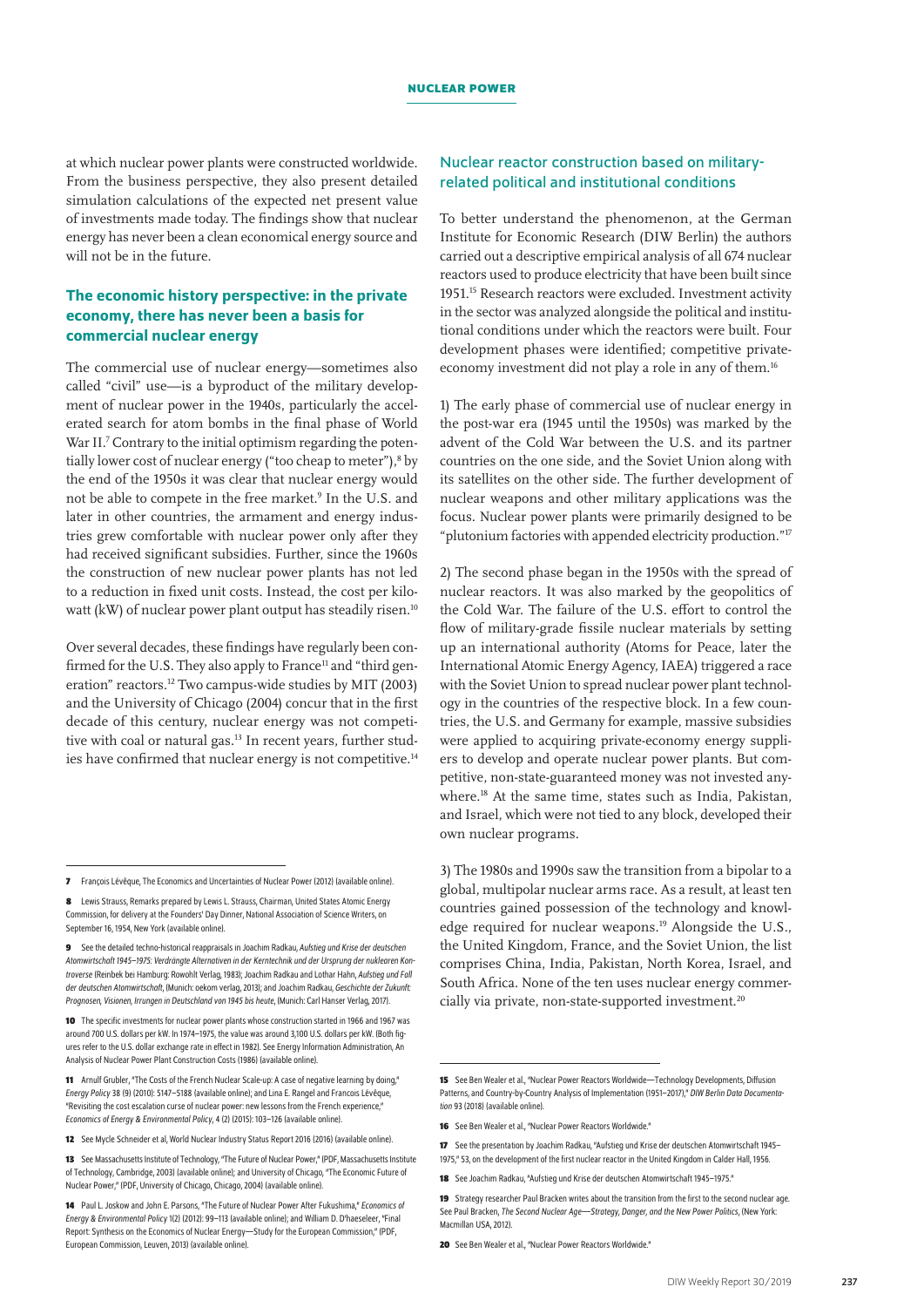at which nuclear power plants were constructed worldwide. From the business perspective, they also present detailed simulation calculations of the expected net present value of investments made today. The findings show that nuclear energy has never been a clean economical energy source and will not be in the future.

## The economic history perspective: in the private economy, there has never been a basis for commercial nuclear energy

The commercial use of nuclear energy—sometimes also called "civil" use—is a byproduct of the military development of nuclear power in the 1940s, particularly the accelerated search for atom bombs in the final phase of World War II.[7] Contrary to the initial optimism regarding the potentially lower cost of nuclear energy ("too cheap to meter"),[8] by the end of the 1950s it was clear that nuclear energy would not be able to compete in the free market.[9] In the U.S. and later in other countries, the armament and energy industries grew comfortable with nuclear power only after they had received significant subsidies. Further, since the 1960s the construction of new nuclear power plants has not led to a reduction in fixed unit costs. Instead, the cost per kilowatt (kW) of nuclear power plant output has steadily risen.[10]

Over several decades, these findings have regularly been confirmed for the U.S. They also apply to France[11] and "third generation" reactors.[12] Two campus-wide studies by MIT (2003) and the University of Chicago (2004) concur that in the first decade of this century, nuclear energy was not competitive with coal or natural gas.[13] In recent years, further studies have confirmed that nuclear energy is not competitive.[14]

## Nuclear reactor construction based on military-related political and institutional conditions

To better understand the phenomenon, at the German Institute for Economic Research (DIW Berlin) the authors carried out a descriptive empirical analysis of all 674 nuclear reactors used to produce electricity that have been built since 1951.[15] Research reactors were excluded. Investment activity in the sector was analyzed alongside the political and institutional conditions under which the reactors were built. Four development phases were identified; competitive private-economy investment did not play a role in any of them.[16]

1) The early phase of commercial use of nuclear energy in the post-war era (1945 until the 1950s) was marked by the advent of the Cold War between the U.S. and its partner countries on the one side, and the Soviet Union along with its satellites on the other side. The further development of nuclear weapons and other military applications was the focus. Nuclear power plants were primarily designed to be "plutonium factories with appended electricity production."[17]

2) The second phase began in the 1950s with the spread of nuclear reactors. It was also marked by the geopolitics of the Cold War. The failure of the U.S. effort to control the flow of military-grade fissile nuclear materials by setting up an international authority (Atoms for Peace, later the International Atomic Energy Agency, IAEA) triggered a race with the Soviet Union to spread nuclear power plant technology in the countries of the respective block. In a few countries, the U.S. and Germany for example, massive subsidies were applied to acquiring private-economy energy suppliers to develop and operate nuclear power plants. But competitive, non-state-guaranteed money was not invested anywhere.[18] At the same time, states such as India, Pakistan, and Israel, which were not tied to any block, developed their own nuclear programs.

3) The 1980s and 1990s saw the transition from a bipolar to a global, multipolar nuclear arms race. As a result, at least ten countries gained possession of the technology and knowledge required for nuclear weapons.[19] Alongside the U.S., the United Kingdom, France, and the Soviet Union, the list comprises China, India, Pakistan, North Korea, Israel, and South Africa. None of the ten uses nuclear energy commercially via private, non-state-supported investment.[20]

---

7 François Lévêque, The Economics and Uncertainties of Nuclear Power (2012) (available online).

8 Lewis Strauss, Remarks prepared by Lewis L. Strauss, Chairman, United States Atomic Energy Commission, for delivery at the Founders' Day Dinner, National Association of Science Writers, on September 16, 1954, New York (available online).

9 See the detailed techno-historical reappraisals in Joachim Radkau, *Aufstieg und Krise der deutschen Atomwirtschaft 1945–1975: Verdrängte Alternativen in der Kerntechnik und der Ursprung der nuklearen Kontroverse* (Reinbek bei Hamburg: Rowohlt Verlag, 1983); Joachim Radkau and Lothar Hahn, *Aufstieg und Fall der deutschen Atomwirtschaft*, (Munich: oekom verlag, 2013); and Joachim Radkau, *Geschichte der Zukunft: Prognosen, Visionen, Irrungen in Deutschland von 1945 bis heute*, (Munich: Carl Hanser Verlag, 2017).

10 The specific investments for nuclear power plants whose construction started in 1966 and 1967 was around 700 U.S. dollars per kW. In 1974–1975, the value was around 3,100 U.S. dollars per kW. (Both figures refer to the U.S. dollar exchange rate in effect in 1982). See Energy Information Administration, An Analysis of Nuclear Power Plant Construction Costs (1986) (available online).

11 Arnulf Grubler, "The Costs of the French Nuclear Scale-up: A case of negative learning by doing," *Energy Policy* 38 (9) (2010): 5147–5188 (available online); and Lina E. Rangel and Francois Lévêque, "Revisiting the cost escalation curse of nuclear power: new lessons from the French experience," *Economics of Energy & Environmental Policy*, 4 (2) (2015): 103–126 (available online).

12 See Mycle Schneider et al, World Nuclear Industry Status Report 2016 (2016) (available online).

13 See Massachusetts Institute of Technology, "The Future of Nuclear Power," (PDF, Massachusetts Institute of Technology, Cambridge, 2003) (available online); and University of Chicago, "The Economic Future of Nuclear Power," (PDF, University of Chicago, Chicago, 2004) (available online).

14 Paul L. Joskow and John E. Parsons, "The Future of Nuclear Power After Fukushima," *Economics of Energy & Environmental Policy* 1(2) (2012): 99–113 (available online); and William D. D'haeseleer, "Final Report: Synthesis on the Economics of Nuclear Energy—Study for the European Commission," (PDF, European Commission, Leuven, 2013) (available online).

15 See Ben Wealer et al., "Nuclear Power Reactors Worldwide—Technology Developments, Diffusion Patterns, and Country-by-Country Analysis of Implementation (1951–2017)," *DIW Berlin Data Documentation* 93 (2018) (available online).

16 See Ben Wealer et al., "Nuclear Power Reactors Worldwide."

17 See the presentation by Joachim Radkau, "Aufstieg und Krise der deutschen Atomwirtschaft 1945–1975," 53, on the development of the first nuclear reactor in the United Kingdom in Calder Hall, 1956.

18 See Joachim Radkau, "Aufstieg und Krise der deutschen Atomwirtschaft 1945–1975."

19 Strategy researcher Paul Bracken writes about the transition from the first to the second nuclear age. See Paul Bracken, *The Second Nuclear Age—Strategy, Danger, and the New Power Politics*, (New York: Macmillan USA, 2012).

20 See Ben Wealer et al., "Nuclear Power Reactors Worldwide."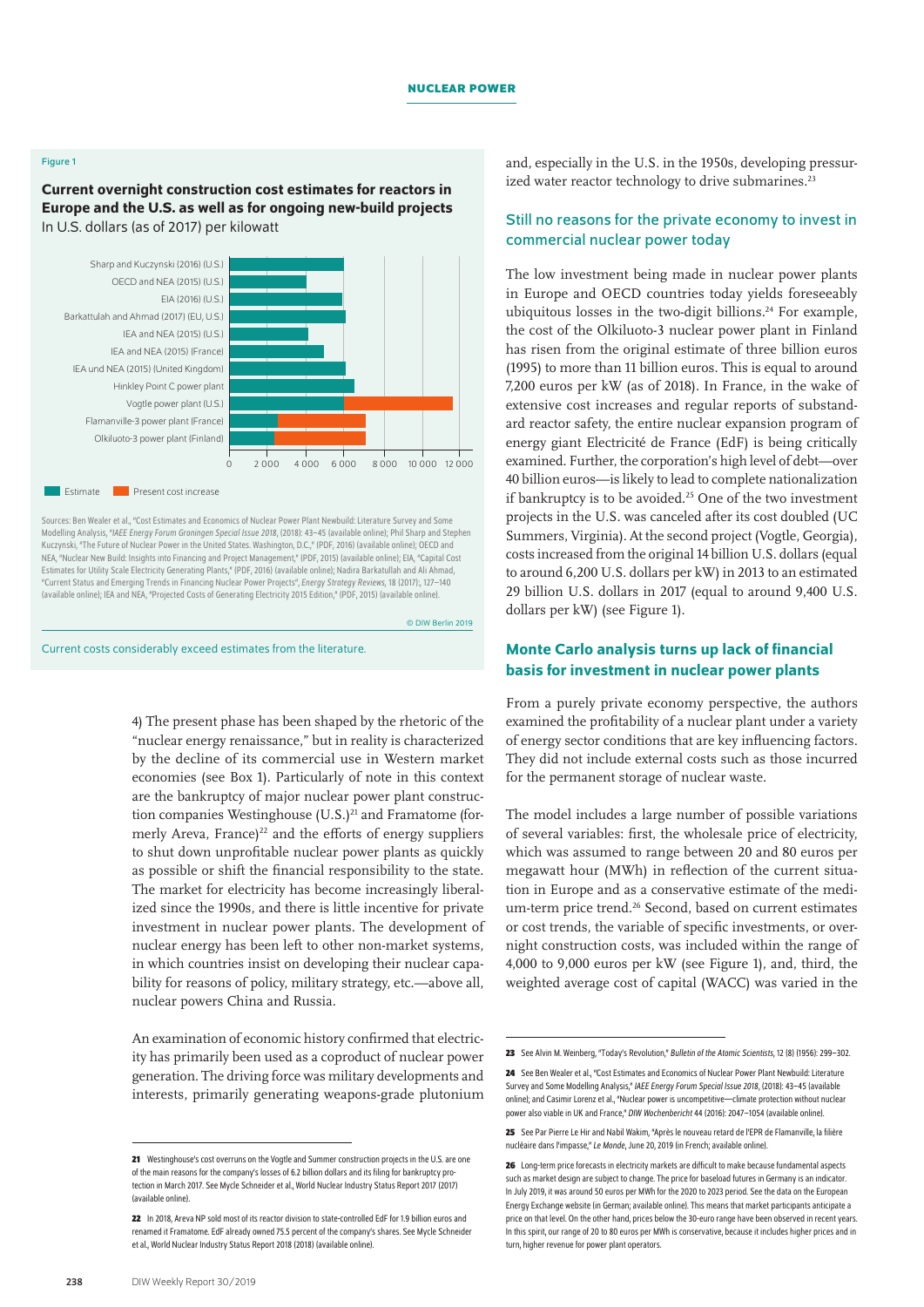Figure 1

**Current overnight construction cost estimates for reactors in Europe and the U.S. as well as for ongoing new-build projects**
In U.S. dollars (as of 2017) per kilowatt

Sharp and Kuczynski (2016) (U.S.)
OECD and NEA (2015) (U.S.)
EIA (2016) (U.S.)
Barkattulah and Ahmad (2017) (EU, U.S.)
IEA and NEA (2015) (U.S.)
IEA and NEA (2015) (France)
IEA und NEA (2015) (United Kingdom)
Hinckley Point C power plant
Vogtle power plant (U.S.)
Flamanville-3 power plant (France)
Olkiluoto-3 power plant (Finland)

0 2 000 4 000 6 000 8 000 10 000 12 000

Estimate Present cost increase

Sources: Ben Wealer et al., "Cost Estimates and Economics of Nuclear Power Plant Newbuild: Literature Survey and Some Modelling Analysis," *IAEE Energy Forum Groningen Special Issue 2018*, (2018): 43–45 (available online); Phil Sharp and Stephen Kuczynski, "The Future of Nuclear Power in the United States. Washington, D.C.," (PDF, 2016) (available online); OECD and NEA, "Nuclear New Build: Insights into Financing and Project Management," (PDF, 2015) (available online); EIA, "Capital Cost Estimates for Utility Scale Electricity Generating Plants," (PDF, 2016) (available online); Nadira Barkatullah and Ali Ahmad, "Current Status and Emerging Trends in Financing Nuclear Power Projects", *Energy Strategy Reviews*, 18 (2017);, 127–140 (available online); IEA and NEA, "Projected Costs of Generating Electricity 2015 Edition," (PDF, 2015) (available online).

© DIW Berlin 2019

Current costs considerably exceed estimates from the literature.

4) The present phase has been shaped by the rhetoric of the "nuclear energy renaissance," but in reality is characterized by the decline of its commercial use in Western market economies (see Box 1). Particularly of note in this context are the bankruptcy of major nuclear power plant construction companies Westinghouse (U.S.)[21] and Framatome (formerly Areva, France)[22] and the efforts of energy suppliers to shut down unprofitable nuclear power plants as quickly as possible or shift the financial responsibility to the state. The market for electricity has become increasingly liberalized since the 1990s, and there is little incentive for private investment in nuclear power plants. The development of nuclear energy has been left to other non-market systems, in which countries insist on developing their nuclear capability for reasons of policy, military strategy, etc.—above all, nuclear powers China and Russia.

An examination of economic history confirmed that electricity has primarily been used as a coproduct of nuclear power generation. The driving force was military developments and interests, primarily generating weapons-grade plutonium and, especially in the U.S. in the 1950s, developing pressurized water reactor technology to drive submarines.[23]

## Still no reasons for the private economy to invest in commercial nuclear power today

The low investment being made in nuclear power plants in Europe and OECD countries today yields foreseeably ubiquitous losses in the two-digit billions.[24] For example, the cost of the Olkiluoto-3 nuclear power plant in Finland has risen from the original estimate of three billion euros (1995) to more than 11 billion euros. This is equal to around 7,200 euros per kW (as of 2018). In France, in the wake of extensive cost increases and regular reports of substandard reactor safety, the entire nuclear expansion program of energy giant Electricité de France (EdF) is being critically examined. Further, the corporation's high level of debt—over 40 billion euros—is likely to lead to complete nationalization if bankruptcy is to be avoided.[25] One of the two investment projects in the U.S. was canceled after its cost doubled (UC Summers, Virginia). At the second project (Vogtle, Georgia), costs increased from the original 14 billion U.S. dollars (equal to around 6,200 U.S. dollars per kW) in 2013 to an estimated 29 billion U.S. dollars in 2017 (equal to around 9,400 U.S. dollars per kW) (see Figure 1).

## Monte Carlo analysis turns up lack of financial basis for investment in nuclear power plants

From a purely private economy perspective, the authors examined the profitability of a nuclear plant under a variety of energy sector conditions that are key influencing factors. They did not include external costs such as those incurred for the permanent storage of nuclear waste.

The model includes a large number of possible variations of several variables: first, the wholesale price of electricity, which was assumed to range between 20 and 80 euros per megawatt hour (MWh) in reflection of the current situation in Europe and as a conservative estimate of the medium-term price trend.[26] Second, based on current estimates or cost trends, the variable of specific investments, or overnight construction costs, was included within the range of 4,000 to 9,000 euros per kW (see Figure 1), and, third, the weighted average cost of capital (WACC) was varied in the

---

21 Westinghouse's cost overruns on the Vogtle and Summer construction projects in the U.S. are one of the main reasons for the company's losses of 6.2 billion dollars and its filing for bankruptcy protection in March 2017. See Mycle Schneider et al., World Nuclear Industry Status Report 2017 (2017) (available online).

22 In 2018, Areva NP sold most of its reactor division to state-controlled EdF for 1.9 billion euros and renamed it Framatome. EdF already owned 75.5 percent of the company's shares. See Mycle Schneider et al., World Nuclear Industry Status Report 2018 (2018) (available online).

23 See Alvin M. Weinberg, "Today's Revolution," *Bulletin of the Atomic Scientists*, 12 (8) (1956): 299–302.

24 See Ben Wealer et al., "Cost Estimates and Economics of Nuclear Power Plant Newbuild: Literature Survey and Some Modelling Analysis," *IAEE Energy Forum Special Issue 2018*, (2018): 43–45 (available online); and Casimir Lorenz et al., "Nuclear power is uncompetitive—climate protection without nuclear power also viable in UK and France," *DIW Wochenbericht* 44 (2016): 2047–1054 (available online).

25 See Par Pierre Le Hir and Nabil Wakim, "Après le nouveau retard de l'EPR de Flamanville, la filière nucléaire dans l'impasse," *Le Monde*, June 20, 2019 (in French; available online).

26 Long-term price forecasts in electricity markets are difficult to make because fundamental aspects such as market design are subject to change. The price for baseload futures in Germany is an indicator. In July 2019, it was around 50 euros per MWh for the 2020 to 2023 period. See the data on the European Energy Exchange website (in German; available online). This means that market participants anticipate a price on that level. On the other hand, prices below the 30-euro range have been observed in recent years. In this spirit, our range of 20 to 80 euros per MWh is conservative, because it includes higher prices and in turn, higher revenue for power plant operators.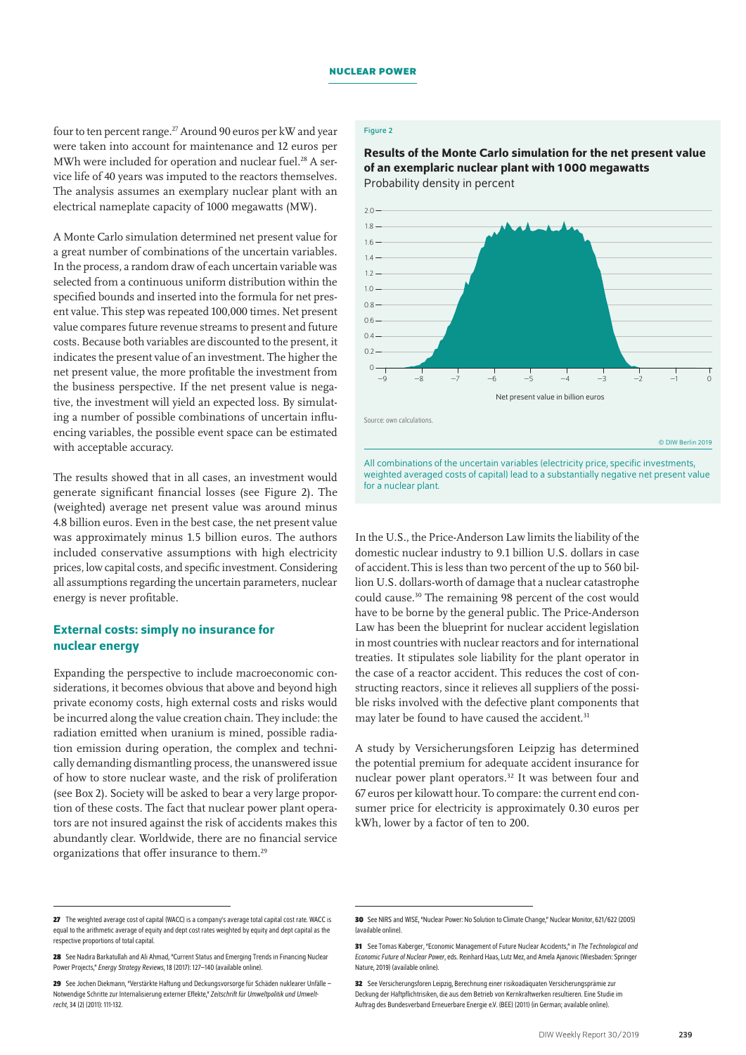four to ten percent range.[27] Around 90 euros per kW and year were taken into account for maintenance and 12 euros per MWh were included for operation and nuclear fuel.[28] A service life of 40 years was imputed to the reactors themselves. The analysis assumes an exemplary nuclear plant with an electrical nameplate capacity of 1000 megawatts (MW).

A Monte Carlo simulation determined net present value for a great number of combinations of the uncertain variables. In the process, a random draw of each uncertain variable was selected from a continuous uniform distribution within the specified bounds and inserted into the formula for net present value. This step was repeated 100,000 times. Net present value compares future revenue streams to present and future costs. Because both variables are discounted to the present, it indicates the present value of an investment. The higher the net present value, the more profitable the investment from the business perspective. If the net present value is negative, the investment will yield an expected loss. By simulating a number of possible combinations of uncertain influencing variables, the possible event space can be estimated with acceptable accuracy.

The results showed that in all cases, an investment would generate significant financial losses (see Figure 2). The (weighted) average net present value was around minus 4.8 billion euros. Even in the best case, the net present value was approximately minus 1.5 billion euros. The authors included conservative assumptions with high electricity prices, low capital costs, and specific investment. Considering all assumptions regarding the uncertain parameters, nuclear energy is never profitable.

Figure 2

**Results of the Monte Carlo simulation for the net present value of an exemplaric nuclear plant with 1000 megawatts**

Probability density in percent

Net present value in billion euros

Source: own calculations.

© DIW Berlin 2019

All combinations of the uncertain variables (electricity price, specific investments, weighted averaged costs of capital) lead to a substantially negative net present value for a nuclear plant.

## External costs: simply no insurance for nuclear energy

Expanding the perspective to include macroeconomic considerations, it becomes obvious that above and beyond high private economy costs, high external costs and risks would be incurred along the value creation chain. They include: the radiation emitted when uranium is mined, possible radiation emission during operation, the complex and technically demanding dismantling process, the unanswered issue of how to store nuclear waste, and the risk of proliferation (see Box 2). Society will be asked to bear a very large proportion of these costs. The fact that nuclear power plant operators are not insured against the risk of accidents makes this abundantly clear. Worldwide, there are no financial service organizations that offer insurance to them.[29]

In the U.S., the Price-Anderson Law limits the liability of the domestic nuclear industry to 9.1 billion U.S. dollars in case of accident. This is less than two percent of the up to 560 billion U.S. dollars-worth of damage that a nuclear catastrophe could cause.[30] The remaining 98 percent of the cost would have to be borne by the general public. The Price-Anderson Law has been the blueprint for nuclear accident legislation in most countries with nuclear reactors and for international treaties. It stipulates sole liability for the plant operator in the case of a reactor accident. This reduces the cost of constructing reactors, since it relieves all suppliers of the possible risks involved with the defective plant components that may later be found to have caused the accident.[31]

A study by Versicherungsforen Leipzig has determined the potential premium for adequate accident insurance for nuclear power plant operators.[32] It was between four and 67 euros per kilowatt hour. To compare: the current end consumer price for electricity is approximately 0.30 euros per kWh, lower by a factor of ten to 200.

---

**27** The weighted average cost of capital (WACC) is a company's average total capital cost rate. WACC is equal to the arithmetic average of equity and dept cost rates weighted by equity and dept capital as the respective proportions of total capital.

**28** See Nadira Barkatullah and Ali Ahmad, "Current Status and Emerging Trends in Financing Nuclear Power Projects," *Energy Strategy Reviews*, 18 (2017): 127–140 (available online).

**29** See Jochen Diekmann, "Verstärkte Haftung und Deckungsvorsorge für Schäden nuklearer Unfälle – Notwendige Schritte zur Internalisierung externer Effekte," *Zeitschrift für Umweltpolitik und Umweltrecht*, 34 (2) (2011): 111-132.

**30** See NIRS and WISE, "Nuclear Power: No Solution to Climate Change," Nuclear Monitor, 621/622 (2005) (available online).

**31** See Tomas Kaberger, "Economic Management of Future Nuclear Accidents," in *The Technological and Economic Future of Nuclear Power*, eds. Reinhard Haas, Lutz Mez, and Amela Ajanovic (Wiesbaden: Springer Nature, 2019) (available online).

**32** See Versicherungsforen Leipzig, Berechnung einer risikoadäquaten Versicherungsprämie zur Deckung der Haftpflichtrisiken, die aus dem Betrieb von Kernkraftwerken resultieren. Eine Studie im Auftrag des Bundesverband Erneuerbare Energie e.V. (BEE) (2011) (in German; available online).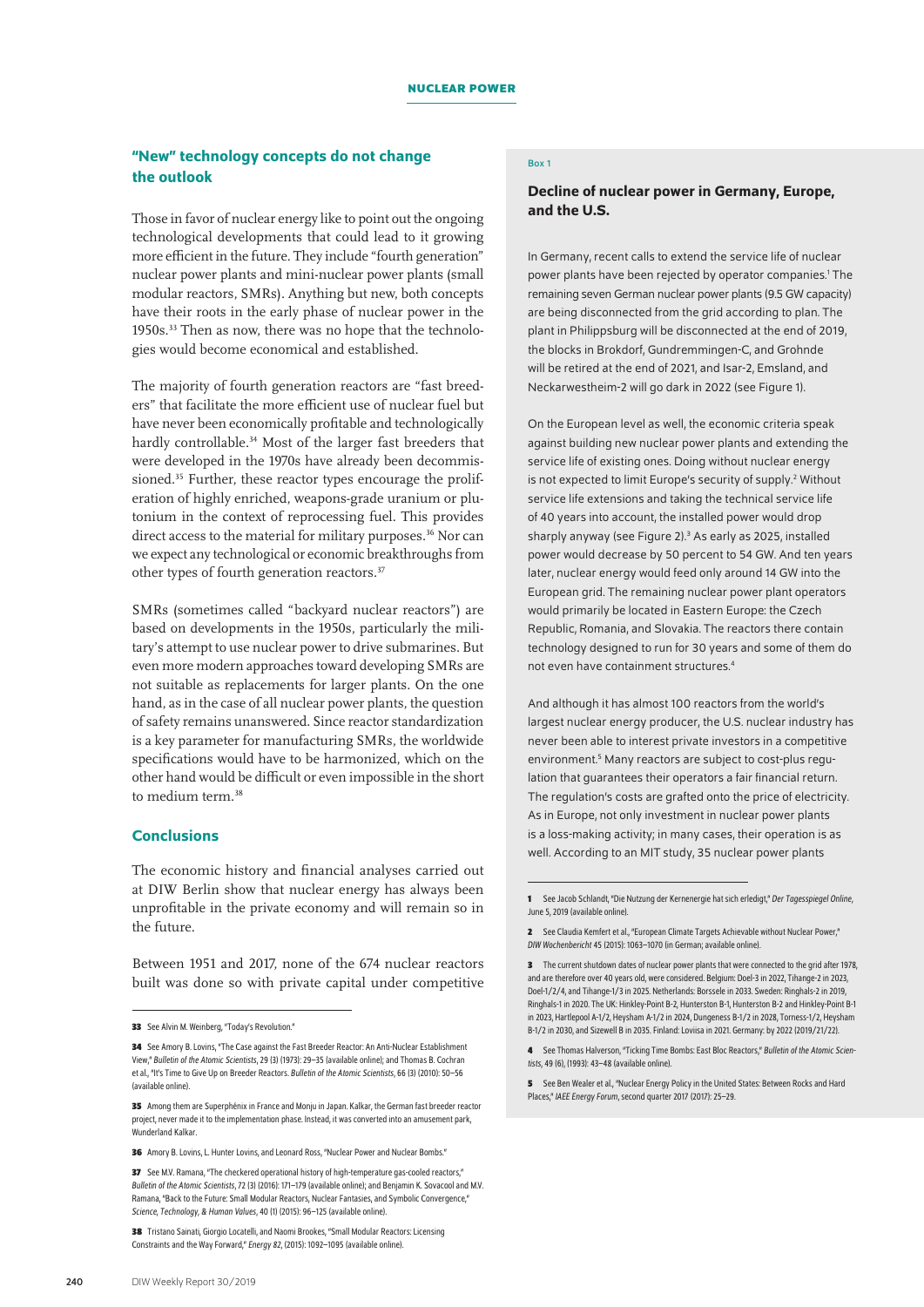## "New" technology concepts do not change the outlook

Those in favor of nuclear energy like to point out the ongoing technological developments that could lead to it growing more efficient in the future. They include "fourth generation" nuclear power plants and mini-nuclear power plants (small modular reactors, SMRs). Anything but new, both concepts have their roots in the early phase of nuclear power in the 1950s.[33] Then as now, there was no hope that the technologies would become economical and established.

The majority of fourth generation reactors are "fast breeders" that facilitate the more efficient use of nuclear fuel but have never been economically profitable and technologically hardly controllable.[34] Most of the larger fast breeders that were developed in the 1970s have already been decommissioned.[35] Further, these reactor types encourage the proliferation of highly enriched, weapons-grade uranium or plutonium in the context of reprocessing fuel. This provides direct access to the material for military purposes.[36] Nor can we expect any technological or economic breakthroughs from other types of fourth generation reactors.[37]

SMRs (sometimes called "backyard nuclear reactors") are based on developments in the 1950s, particularly the military's attempt to use nuclear power to drive submarines. But even more modern approaches toward developing SMRs are not suitable as replacements for larger plants. On the one hand, as in the case of all nuclear power plants, the question of safety remains unanswered. Since reactor standardization is a key parameter for manufacturing SMRs, the worldwide specifications would have to be harmonized, which on the other hand would be difficult or even impossible in the short to medium term.[38]

## Conclusions

The economic history and financial analyses carried out at DIW Berlin show that nuclear energy has always been unprofitable in the private economy and will remain so in the future.

Between 1951 and 2017, none of the 674 nuclear reactors built was done so with private capital under competitive

33 See Alvin M. Weinberg, "Today's Revolution."

34 See Amory B. Lovins, "The Case against the Fast Breeder Reactor: An Anti-Nuclear Establishment View," *Bulletin of the Atomic Scientists*, 29 (3) (1973): 29–35 (available online); and Thomas B. Cochran et al., "It's Time to Give Up on Breeder Reactors. *Bulletin of the Atomic Scientists*, 66 (3) (2010): 50–56 (available online).

35 Among them are Superphénix in France and Monju in Japan. Kalkar, the German fast breeder reactor project, never made it to the implementation phase. Instead, it was converted into an amusement park, Wunderland Kalkar.

36 Amory B. Lovins, L. Hunter Lovins, and Leonard Ross, "Nuclear Power and Nuclear Bombs."

37 See M.V. Ramana, "The checkered operational history of high-temperature gas-cooled reactors," *Bulletin of the Atomic Scientists*, 72 (3) (2016): 171–179 (available online); and Benjamin K. Sovacool and M.V. Ramana, "Back to the Future: Small Modular Reactors, Nuclear Fantasies, and Symbolic Convergence," *Science, Technology, & Human Values*, 40 (1) (2015): 96–125 (available online).

38 Tristano Sainati, Giorgio Locatelli, and Naomi Brookes, "Small Modular Reactors: Licensing Constraints and the Way Forward," *Energy 82*, (2015): 1092–1095 (available online).

Box 1

### Decline of nuclear power in Germany, Europe, and the U.S.

In Germany, recent calls to extend the service life of nuclear power plants have been rejected by operator companies.[1] The remaining seven German nuclear power plants (9.5 GW capacity) are being disconnected from the grid according to plan. The plant in Philippsburg will be disconnected at the end of 2019, the blocks in Brokdorf, Gundremmingen-C, and Grohnde will be retired at the end of 2021, and Isar-2, Emsland, and Neckarwestheim-2 will go dark in 2022 (see Figure 1).

On the European level as well, the economic criteria speak against building new nuclear power plants and extending the service life of existing ones. Doing without nuclear energy is not expected to limit Europe's security of supply.[2] Without service life extensions and taking the technical service life of 40 years into account, the installed power would drop sharply anyway (see Figure 2).[3] As early as 2025, installed power would decrease by 50 percent to 54 GW. And ten years later, nuclear energy would feed only around 14 GW into the European grid. The remaining nuclear power plant operators would primarily be located in Eastern Europe: the Czech Republic, Romania, and Slovakia. The reactors there contain technology designed to run for 30 years and some of them do not even have containment structures.[4]

And although it has almost 100 reactors from the world's largest nuclear energy producer, the U.S. nuclear industry has never been able to interest private investors in a competitive environment.[5] Many reactors are subject to cost-plus regulation that guarantees their operators a fair financial return. The regulation's costs are grafted onto the price of electricity. As in Europe, not only investment in nuclear power plants is a loss-making activity; in many cases, their operation is as well. According to an MIT study, 35 nuclear power plants

1 See Jacob Schlandt, "Die Nutzung der Kernenergie hat sich erledigt," *Der Tagesspiegel Online*, June 5, 2019 (available online).

2 See Claudia Kemfert et al., "European Climate Targets Achievable without Nuclear Power," *DIW Wochenbericht* 45 (2015): 1063–1070 (in German; available online).

3 The current shutdown dates of nuclear power plants that were connected to the grid after 1978, and are therefore over 40 years old, were considered. Belgium: Doel-3 in 2022, Tihange-2 in 2023, Doel-1/2/4, and Tihange-1/3 in 2025. Netherlands: Borssele in 2033. Sweden: Ringhals-2 in 2019, Ringhals-1 in 2020. The UK: Hinkley-Point B-2, Hunterston B-1, Hunterston B-2 and Hinkley-Point B-1 in 2023, Hartlepool A-1/2, Heysham A-1/2 in 2024, Dungeness B-1/2 in 2028, Torness-1/2, Heysham B-1/2 in 2030, and Sizewell B in 2035. Finland: Loviisa in 2021. Germany: by 2022 (2019/21/22).

4 See Thomas Halverson, "Ticking Time Bombs: East Bloc Reactors," *Bulletin of the Atomic Scientists*, 49 (6), (1993): 43–48 (available online).

5 See Ben Wealer et al., "Nuclear Energy Policy in the United States: Between Rocks and Hard Places," *IAEE Energy Forum*, second quarter 2017 (2017): 25–29.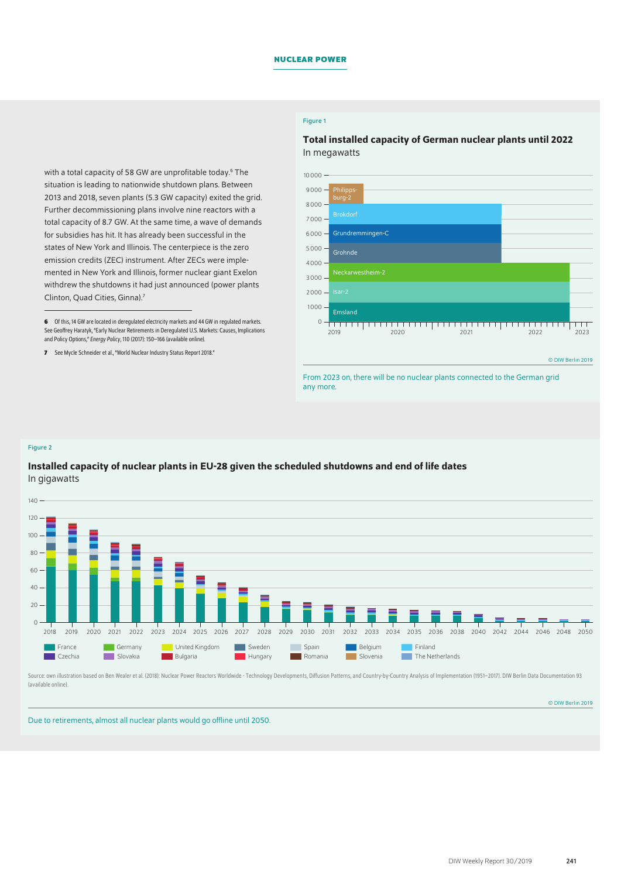with a total capacity of 58 GW are unprofitable today.[6] The situation is leading to nationwide shutdown plans. Between 2013 and 2018, seven plants (5.3 GW capacity) exited the grid. Further decommissioning plans involve nine reactors with a total capacity of 8.7 GW. At the same time, a wave of demands for subsidies has hit. It has already been successful in the states of New York and Illinois. The centerpiece is the zero emission credits (ZEC) instrument. After ZECs were implemented in New York and Illinois, former nuclear giant Exelon withdrew the shutdowns it had just announced (power plants Clinton, Quad Cities, Ginna).[7]

6 Of this, 14 GW are located in deregulated electricity markets and 44 GW in regulated markets. See Geoffrey Haratyk, "Early Nuclear Retirements in Deregulated U.S. Markets: Causes, Implications and Policy Options," *Energy Policy*, 110 (2017): 150–166 (available online).

7 See Mycle Schneider et al., "World Nuclear Industry Status Report 2018."

Figure 1

**Total installed capacity of German nuclear plants until 2022**

In megawatts

© DIW Berlin 2019

From 2023 on, there will be no nuclear plants connected to the German grid any more.

Figure 2

**Installed capacity of nuclear plants in EU-28 given the scheduled shutdowns and end of life dates**

In gigawatts

Source: own illustration based on Ben Wealer et al. (2018): Nuclear Power Reactors Worldwide - Technology Developments, Diffusion Patterns, and Country-by-Country Analysis of Implementation (1951–2017). DIW Berlin Data Documentation 93 (available online).

© DIW Berlin 2019

Due to retirements, almost all nuclear plants would go offline until 2050.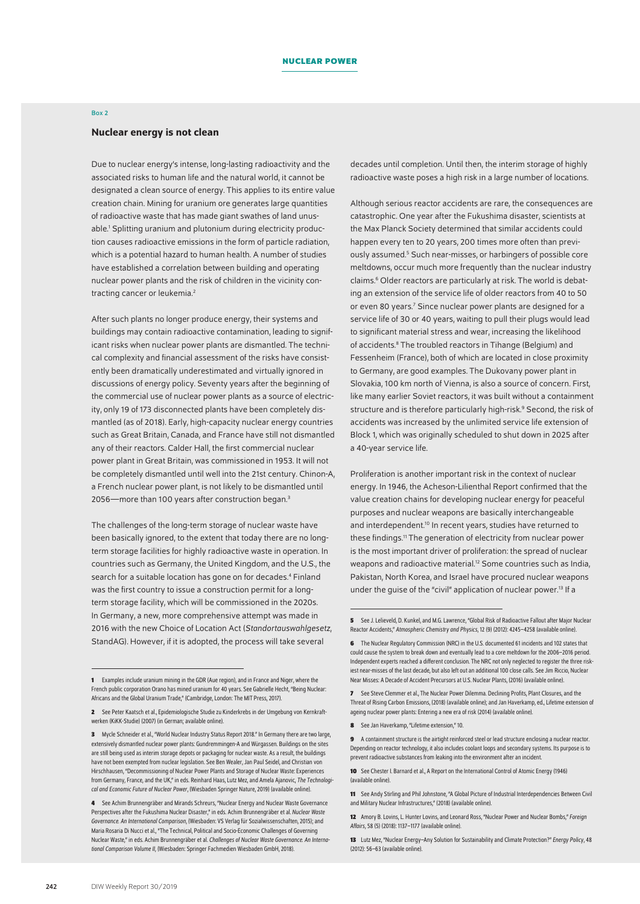Box 2

### Nuclear energy is not clean

Due to nuclear energy's intense, long-lasting radioactivity and the associated risks to human life and the natural world, it cannot be designated a clean source of energy. This applies to its entire value creation chain. Mining for uranium ore generates large quantities of radioactive waste that has made giant swathes of land unusable.[1] Splitting uranium and plutonium during electricity production causes radioactive emissions in the form of particle radiation, which is a potential hazard to human health. A number of studies have established a correlation between building and operating nuclear power plants and the risk of children in the vicinity contracting cancer or leukemia.[2]

After such plants no longer produce energy, their systems and buildings may contain radioactive contamination, leading to significant risks when nuclear power plants are dismantled. The technical complexity and financial assessment of the risks have consistently been dramatically underestimated and virtually ignored in discussions of energy policy. Seventy years after the beginning of the commercial use of nuclear power plants as a source of electricity, only 19 of 173 disconnected plants have been completely dismantled (as of 2018). Early, high-capacity nuclear energy countries such as Great Britain, Canada, and France have still not dismantled any of their reactors. Calder Hall, the first commercial nuclear power plant in Great Britain, was commissioned in 1953. It will not be completely dismantled until well into the 21st century. Chinon-A, a French nuclear power plant, is not likely to be dismantled until 2056—more than 100 years after construction began.[3]

The challenges of the long-term storage of nuclear waste have been basically ignored, to the extent that today there are no long-term storage facilities for highly radioactive waste in operation. In countries such as Germany, the United Kingdom, and the U.S., the search for a suitable location has gone on for decades.[4] Finland was the first country to issue a construction permit for a long-term storage facility, which will be commissioned in the 2020s. In Germany, a new, more comprehensive attempt was made in 2016 with the new Choice of Location Act (*Standortauswahlgesetz*, StandAG). However, if it is adopted, the process will take several decades until completion. Until then, the interim storage of highly radioactive waste poses a high risk in a large number of locations.

Although serious reactor accidents are rare, the consequences are catastrophic. One year after the Fukushima disaster, scientists at the Max Planck Society determined that similar accidents could happen every ten to 20 years, 200 times more often than previously assumed.[5] Such near-misses, or harbingers of possible core meltdowns, occur much more frequently than the nuclear industry claims.[6] Older reactors are particularly at risk. The world is debating an extension of the service life of older reactors from 40 to 50 or even 80 years.[7] Since nuclear power plants are designed for a service life of 30 or 40 years, waiting to pull their plugs would lead to significant material stress and wear, increasing the likelihood of accidents.[8] The troubled reactors in Tihange (Belgium) and Fessenheim (France), both of which are located in close proximity to Germany, are good examples. The Dukovany power plant in Slovakia, 100 km north of Vienna, is also a source of concern. First, like many earlier Soviet reactors, it was built without a containment structure and is therefore particularly high-risk.[9] Second, the risk of accidents was increased by the unlimited service life extension of Block 1, which was originally scheduled to shut down in 2025 after a 40-year service life.

Proliferation is another important risk in the context of nuclear energy. In 1946, the Acheson-Lilienthal Report confirmed that the value creation chains for developing nuclear energy for peaceful purposes and nuclear weapons are basically interchangeable and interdependent.[10] In recent years, studies have returned to these findings.[11] The generation of electricity from nuclear power is the most important driver of proliferation: the spread of nuclear weapons and radioactive material.[12] Some countries such as India, Pakistan, North Korea, and Israel have procured nuclear weapons under the guise of the "civil" application of nuclear power.[13] If a

---

1 Examples include uranium mining in the GDR (Aue region), and in France and Niger, where the French public corporation Orano has mined uranium for 40 years. See Gabrielle Hecht, "Being Nuclear: Africans and the Global Uranium Trade," (Cambridge, London: The MIT Press, 2017).

2 See Peter Kaatsch et al., Epidemiologische Studie zu Kinderkrebs in der Umgebung von Kernkraftwerken (KiKK-Studie) (2007) (in German; available online).

3 Mycle Schneider et al., "World Nuclear Industry Status Report 2018." In Germany there are two large, extensively dismantled nuclear power plants: Gundremmingen-A and Würgassen. Buildings on the sites are still being used as interim storage depots or packaging for nuclear waste. As a result, the buildings have not been exempted from nuclear legislation. See Ben Wealer, Jan Paul Seidel, and Christian von Hirschhausen, "Decommissioning of Nuclear Power Plants and Storage of Nuclear Waste: Experiences from Germany, France, and the UK," in eds. Reinhard Haas, Lutz Mez, and Amela Ajanovic, *The Technological and Economic Future of Nuclear Power*, (Wiesbaden Springer Nature, 2019) (available online).

4 See Achim Brunnengräber and Mirands Schreurs, "Nuclear Energy and Nuclear Waste Governance Perspectives after the Fukushima Nuclear Disaster," in eds. Achim Brunnengräber et al. *Nuclear Waste Governance. An International Comparison*, (Wiesbaden: VS Verlag für Sozialwissenschaften, 2015); and Maria Rosaria Di Nucci et al., "The Technical, Political and Socio-Economic Challenges of Governing Nuclear Waste," in eds. Achim Brunnengräber et al. *Challenges of Nuclear Waste Governance. An International Comparison Volume II*, (Wiesbaden: Springer Fachmedien Wiesbaden GmbH, 2018).

5 See J. Lelieveld, D. Kunkel, and M.G. Lawrence, "Global Risk of Radioactive Fallout after Major Nuclear Reactor Accidents," *Atmospheric Chemistry and Physics*, 12 (9) (2012): 4245–4258 (available online).

6 The Nuclear Regulatory Commission (NRC) in the U.S. documented 61 incidents and 102 states that could cause the system to break down and eventually lead to a core meltdown for the 2006–2016 period. Independent experts reached a different conclusion. The NRC not only neglected to register the three riskiest near-misses of the last decade, but also left out an additional 100 close calls. See Jim Riccio, Nuclear Near Misses: A Decade of Accident Precursors at U.S. Nuclear Plants, (2016) (available online).

7 See Steve Clemmer et al., The Nuclear Power Dilemma. Declining Profits, Plant Closures, and the Threat of Rising Carbon Emissions, (2018) (available online); and Jan Haverkamp, ed., Lifetime extension of ageing nuclear power plants: Entering a new era of risk (2014) (available online).

8 See Jan Haverkamp, "Lifetime extension," 10.

9 A containment structure is the airtight reinforced steel or lead structure enclosing a nuclear reactor. Depending on reactor technology, it also includes coolant loops and secondary systems. Its purpose is to prevent radioactive substances from leaking into the environment after an incident.

10 See Chester I. Barnard et al., A Report on the International Control of Atomic Energy (1946) (available online).

11 See Andy Stirling and Phil Johnstone, "A Global Picture of Industrial Interdependencies Between Civil and Military Nuclear Infrastructures," (2018) (available online).

12 Amory B. Lovins, L. Hunter Lovins, and Leonard Ross, "Nuclear Power and Nuclear Bombs," *Foreign Affairs*, 58 (5) (2018): 1137–1177 (available online).

13 Lutz Mez, "Nuclear Energy–Any Solution for Sustainability and Climate Protection?" *Energy Policy*, 48 (2012): 56–63 (available online).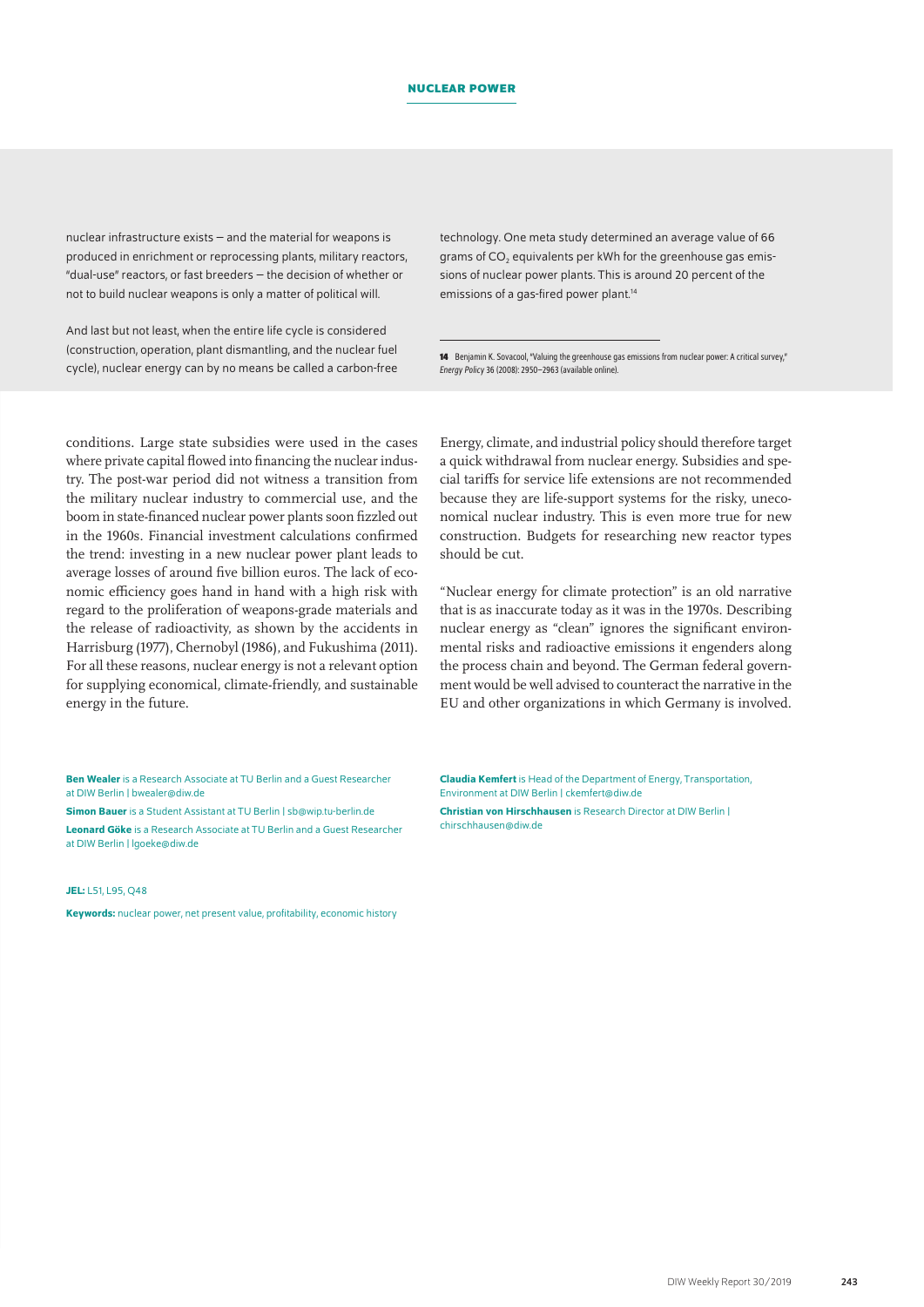nuclear infrastructure exists – and the material for weapons is produced in enrichment or reprocessing plants, military reactors, "dual-use" reactors, or fast breeders – the decision of whether or not to build nuclear weapons is only a matter of political will.

And last but not least, when the entire life cycle is considered (construction, operation, plant dismantling, and the nuclear fuel cycle), nuclear energy can by no means be called a carbon-free technology. One meta study determined an average value of 66 grams of $CO_2$ equivalents per kWh for the greenhouse gas emissions of nuclear power plants. This is around 20 percent of the emissions of a gas-fired power plant.[14]

[14] Benjamin K. Sovacool, "Valuing the greenhouse gas emissions from nuclear power: A critical survey," *Energy Policy* 36 (2008): 2950–2963 (available online).

conditions. Large state subsidies were used in the cases where private capital flowed into financing the nuclear industry. The post-war period did not witness a transition from the military nuclear industry to commercial use, and the boom in state-financed nuclear power plants soon fizzled out in the 1960s. Financial investment calculations confirmed the trend: investing in a new nuclear power plant leads to average losses of around five billion euros. The lack of economic efficiency goes hand in hand with a high risk with regard to the proliferation of weapons-grade materials and the release of radioactivity, as shown by the accidents in Harrisburg (1977), Chernobyl (1986), and Fukushima (2011). For all these reasons, nuclear energy is not a relevant option for supplying economical, climate-friendly, and sustainable energy in the future.

Energy, climate, and industrial policy should therefore target a quick withdrawal from nuclear energy. Subsidies and special tariffs for service life extensions are not recommended because they are life-support systems for the risky, uneconomical nuclear industry. This is even more true for new construction. Budgets for researching new reactor types should be cut.

"Nuclear energy for climate protection" is an old narrative that is as inaccurate today as it was in the 1970s. Describing nuclear energy as "clean" ignores the significant environmental risks and radioactive emissions it engenders along the process chain and beyond. The German federal government would be well advised to counteract the narrative in the EU and other organizations in which Germany is involved.

**Ben Wealer** is a Research Associate at TU Berlin and a Guest Researcher at DIW Berlin | bwealer@diw.de

**Simon Bauer** is a Student Assistant at TU Berlin | sb@wip.tu-berlin.de

**Leonard Göke** is a Research Associate at TU Berlin and a Guest Researcher at DIW Berlin | lgoeke@diw.de

**Claudia Kemfert** is Head of the Department of Energy, Transportation, Environment at DIW Berlin | ckemfert@diw.de

**Christian von Hirschhausen** is Research Director at DIW Berlin | chirschhausen@diw.de

**JEL:** L51, L95, Q48

**Keywords:** nuclear power, net present value, profitability, economic history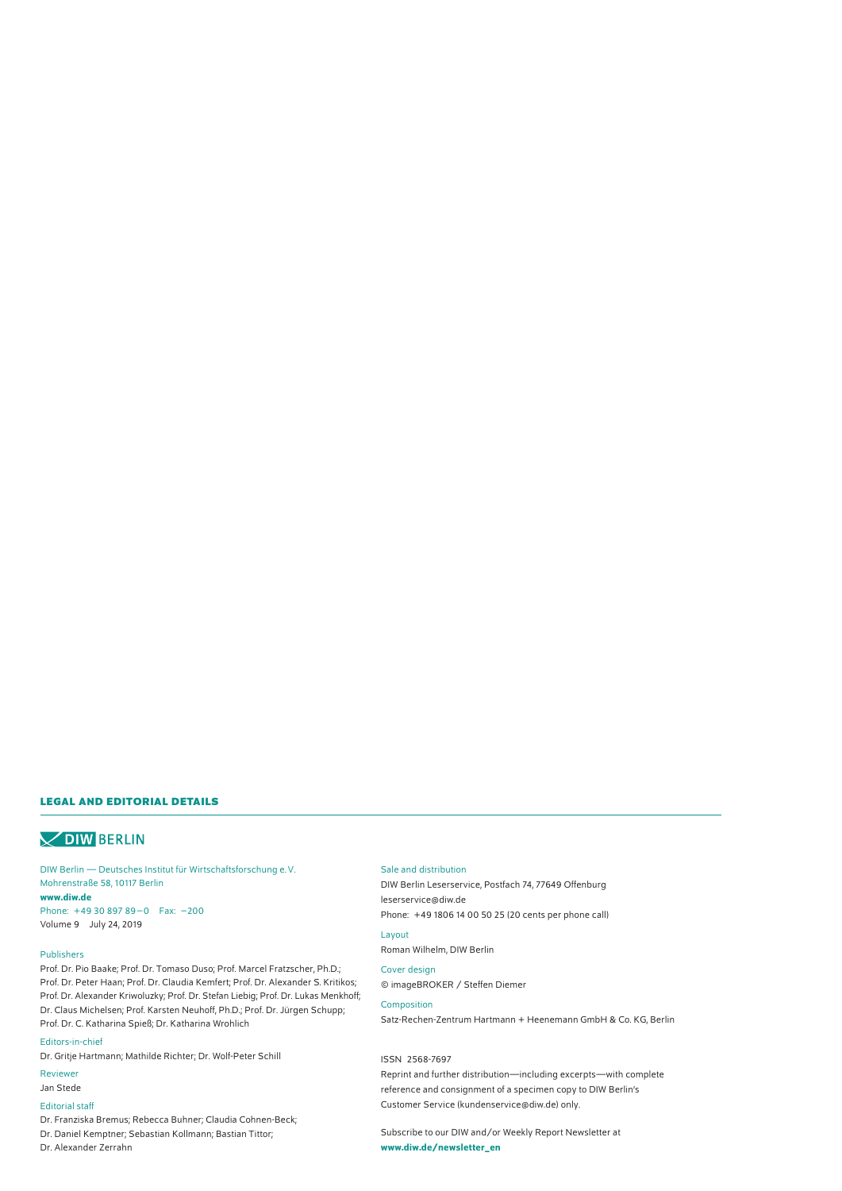## LEGAL AND EDITORIAL DETAILS

DIW BERLIN

DIW Berlin — Deutsches Institut für Wirtschaftsforschung e. V.
Mohrenstraße 58, 10117 Berlin
**www.diw.de**
Phone: +49 30 897 89–0 Fax: –200
Volume 9 July 24, 2019

Publishers
Prof. Dr. Pio Baake; Prof. Dr. Tomaso Duso; Prof. Marcel Fratzscher, Ph.D.; Prof. Dr. Peter Haan; Prof. Dr. Claudia Kemfert; Prof. Dr. Alexander S. Kritikos; Prof. Dr. Alexander Kriwoluzky; Prof. Dr. Stefan Liebig; Prof. Dr. Lukas Menkhoff; Dr. Claus Michelsen; Prof. Karsten Neuhoff, Ph.D.; Prof. Dr. Jürgen Schupp; Prof. Dr. C. Katharina Spieß; Dr. Katharina Wrohlich

Editors-in-chief
Dr. Gritje Hartmann; Mathilde Richter; Dr. Wolf-Peter Schill

Reviewer
Jan Stede

Editorial staff
Dr. Franziska Bremus; Rebecca Buhner; Claudia Cohnen-Beck; Dr. Daniel Kemptner; Sebastian Kollmann; Bastian Tittor; Dr. Alexander Zerrahn

Sale and distribution
DIW Berlin Leserservice, Postfach 74, 77649 Offenburg
leserservice@diw.de
Phone: +49 1806 14 00 50 25 (20 cents per phone call)

Layout
Roman Wilhelm, DIW Berlin

Cover design
© imageBROKER / Steffen Diemer

Composition
Satz-Rechen-Zentrum Hartmann + Heenemann GmbH & Co. KG, Berlin

ISSN 2568-7697
Reprint and further distribution—including excerpts—with complete reference and consignment of a specimen copy to DIW Berlin's Customer Service (kundenservice@diw.de) only.

Subscribe to our DIW and/or Weekly Report Newsletter at
**www.diw.de/newsletter_en**